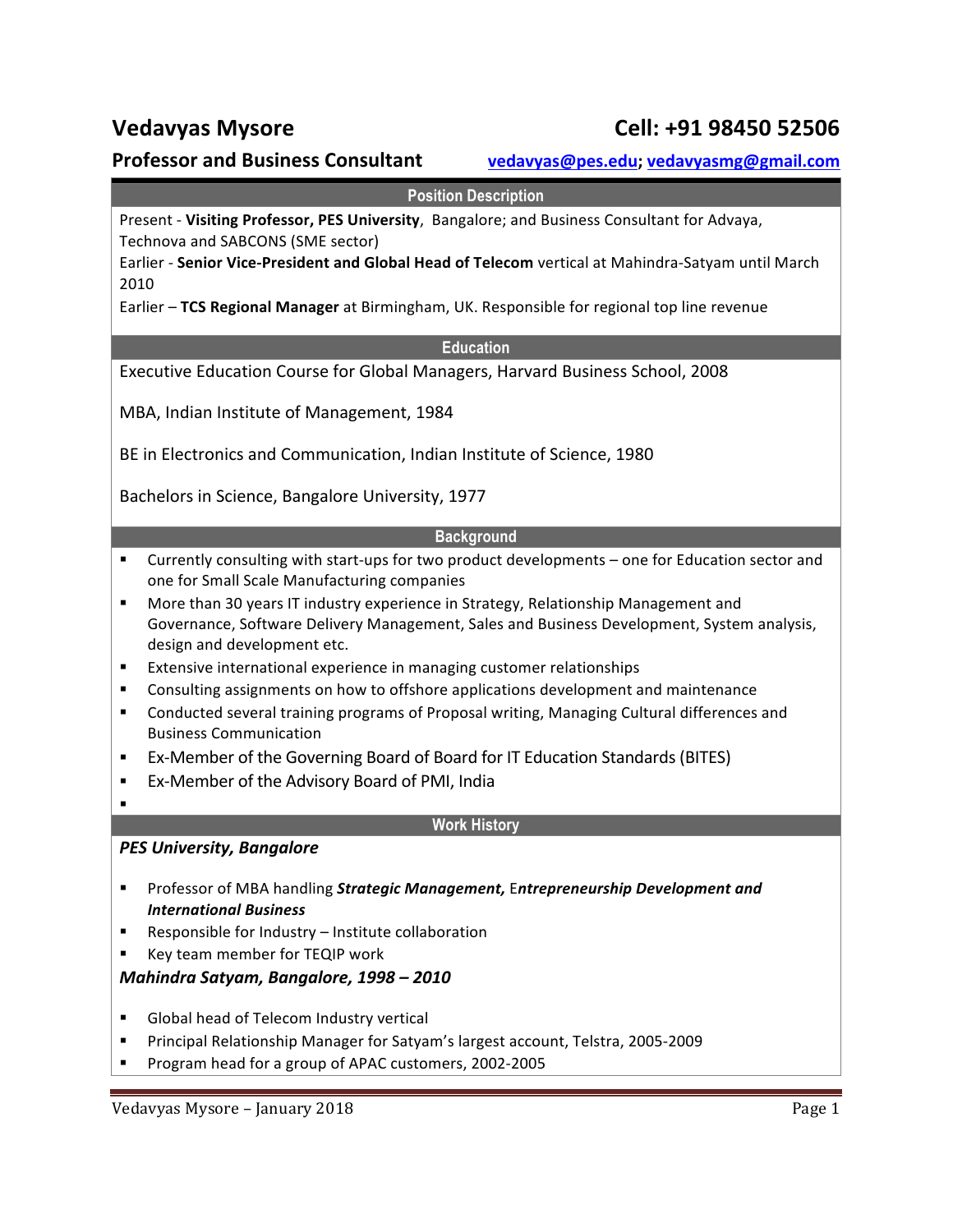# Vedavyas Mysore

**Cell: +91 98450 52506**

## Professor and Business Consultant

[vedavyas@pes.edu](mailto:vedavyas@pes.edu); [vedavyasmg@gmail.com](mailto:vedavyasmg@gmail.com)

### Position Description

Present - **Visiting Professor, PES University**, Bangalore; and Business Consultant for Advaya, Technova and SABCONS (SME sector)

Earlier - **Senior Vice-President and Global Head of Telecom** vertical at Mahindra-Satyam until March 2010

Earlier – **TCS Regional Manager** at Birmingham, UK. Responsible for regional top line revenue

### Education

Executive Education Course for Global Managers, Harvard Business School, 2008

MBA, Indian Institute of Management, 1984

BE in Electronics and Communication, Indian Institute of Science, 1980

Bachelors in Science, Bangalore University, 1977

### Background

- Currently consulting with start-ups for two product developments – one for Education sector and one for Small Scale Manufacturing companies
- More than 30 years IT industry experience in Strategy, Relationship Management and Governance, Software Delivery Management, Sales and Business Development, System analysis, design and development etc.
- Extensive international experience in managing customer relationships
- Consulting assignments on how to offshore applications development and maintenance
- Conducted several training programs of Proposal writing, Managing Cultural differences and Business Communication
- Ex-Member of the Governing Board of Board for IT Education Standards (BITES)
- Ex-Member of the Advisory Board of PMI, India

### Work History

***PES University, Bangalore***

- Professor of MBA handling ***Strategic Management,*** E***ntrepreneurship Development and International Business***
- Responsible for Industry – Institute collaboration
- Key team member for TEQIP work

***Mahindra Satyam, Bangalore, 1998 – 2010***

- Global head of Telecom Industry vertical
- Principal Relationship Manager for Satyam's largest account, Telstra, 2005-2009
- Program head for a group of APAC customers, 2002-2005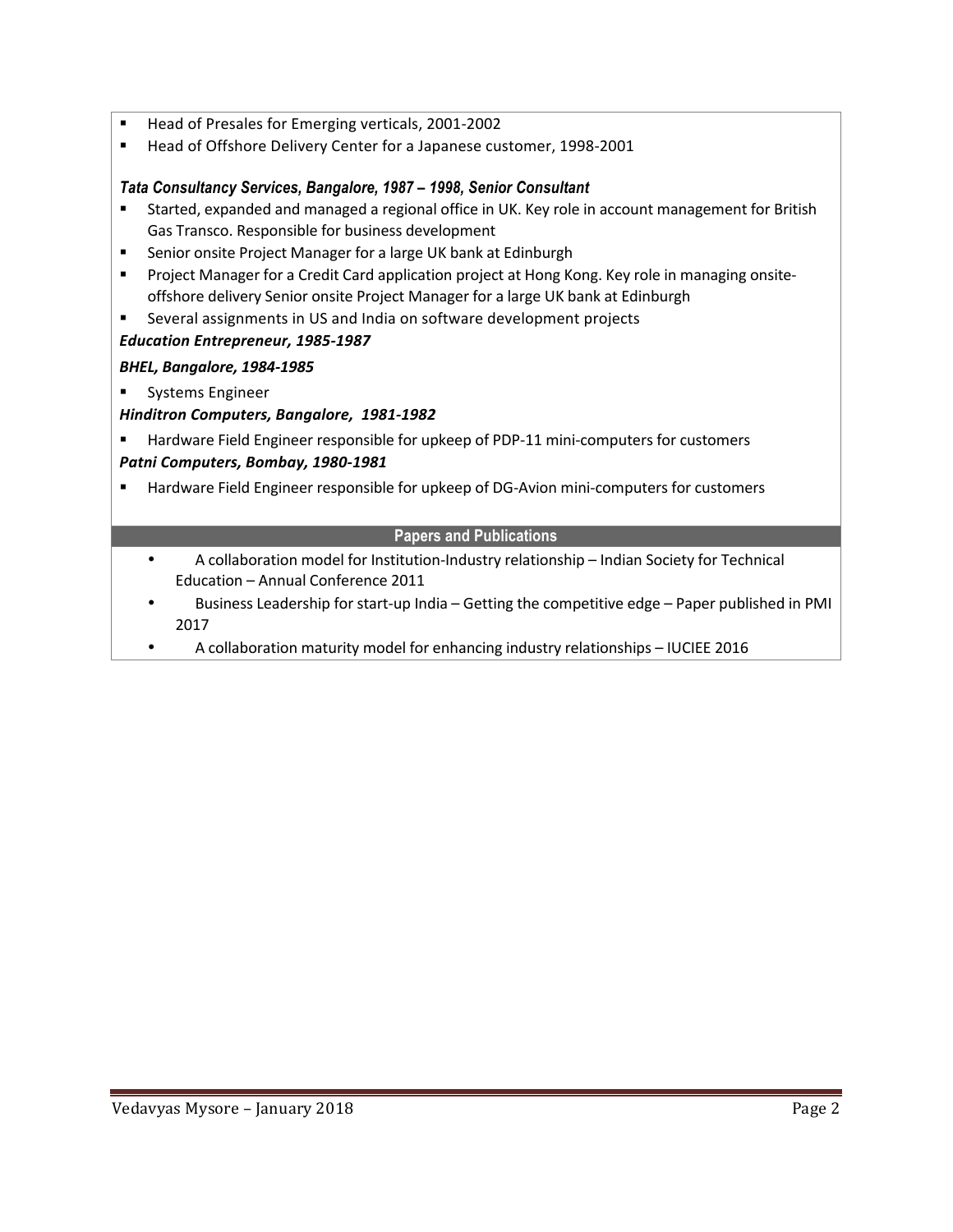- Head of Presales for Emerging verticals, 2001-2002
- Head of Offshore Delivery Center for a Japanese customer, 1998-2001

***Tata Consultancy Services, Bangalore, 1987 – 1998, Senior Consultant***

- Started, expanded and managed a regional office in UK. Key role in account management for British Gas Transco. Responsible for business development
- Senior onsite Project Manager for a large UK bank at Edinburgh
- Project Manager for a Credit Card application project at Hong Kong. Key role in managing onsite-offshore delivery Senior onsite Project Manager for a large UK bank at Edinburgh
- Several assignments in US and India on software development projects

***Education Entrepreneur, 1985-1987***

***BHEL, Bangalore, 1984-1985***

- Systems Engineer

***Hinditron Computers, Bangalore, 1981-1982***

- Hardware Field Engineer responsible for upkeep of PDP-11 mini-computers for customers

***Patni Computers, Bombay, 1980-1981***

- Hardware Field Engineer responsible for upkeep of DG-Avion mini-computers for customers

## Papers and Publications

- A collaboration model for Institution-Industry relationship – Indian Society for Technical Education – Annual Conference 2011
- Business Leadership for start-up India – Getting the competitive edge – Paper published in PMI 2017
- A collaboration maturity model for enhancing industry relationships – IUCIEE 2016